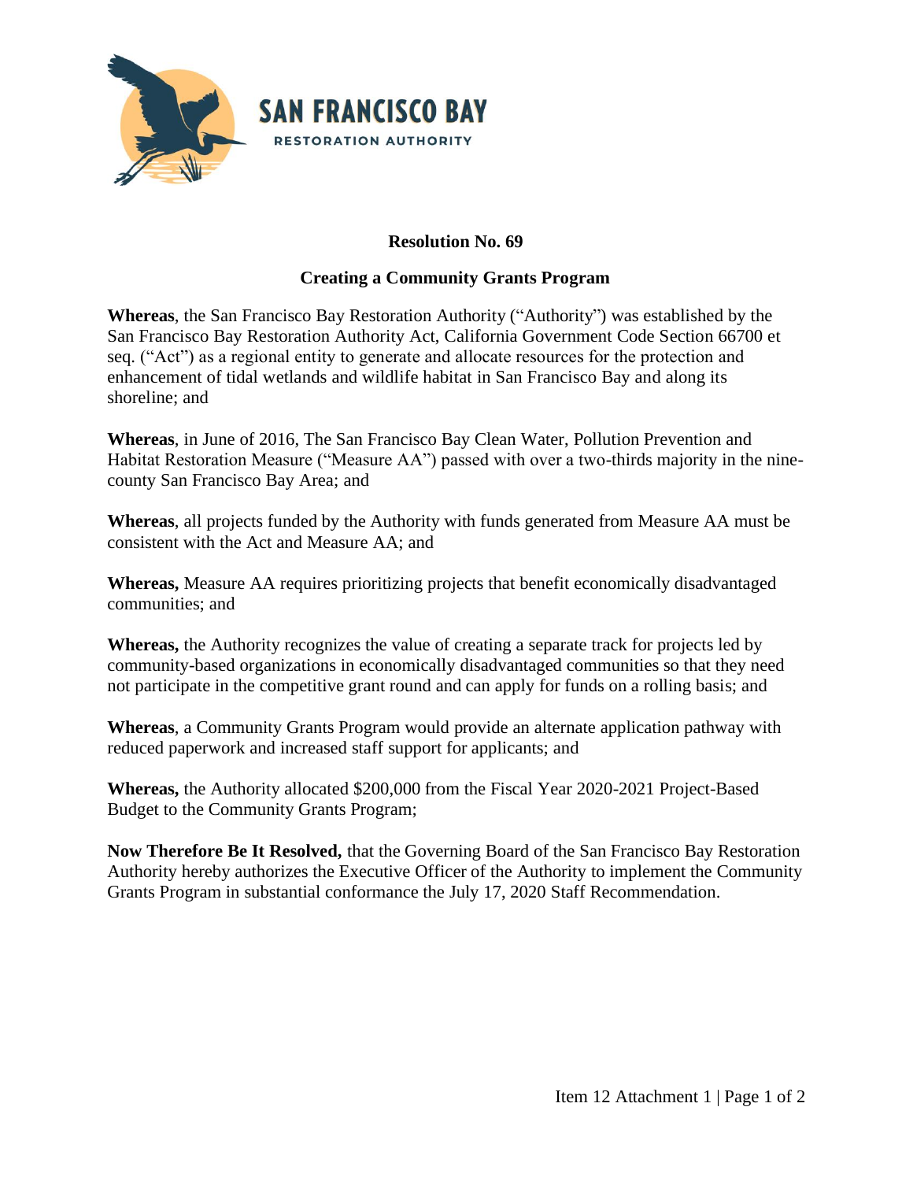SAN FRANCISCO BAY
RESTORATION AUTHORITY

## Resolution No. 69

### Creating a Community Grants Program

**Whereas**, the San Francisco Bay Restoration Authority ("Authority") was established by the San Francisco Bay Restoration Authority Act, California Government Code Section 66700 et seq. ("Act") as a regional entity to generate and allocate resources for the protection and enhancement of tidal wetlands and wildlife habitat in San Francisco Bay and along its shoreline; and

**Whereas**, in June of 2016, The San Francisco Bay Clean Water, Pollution Prevention and Habitat Restoration Measure ("Measure AA") passed with over a two-thirds majority in the nine-county San Francisco Bay Area; and

**Whereas**, all projects funded by the Authority with funds generated from Measure AA must be consistent with the Act and Measure AA; and

**Whereas,** Measure AA requires prioritizing projects that benefit economically disadvantaged communities; and

**Whereas,** the Authority recognizes the value of creating a separate track for projects led by community-based organizations in economically disadvantaged communities so that they need not participate in the competitive grant round and can apply for funds on a rolling basis; and

**Whereas**, a Community Grants Program would provide an alternate application pathway with reduced paperwork and increased staff support for applicants; and

**Whereas,** the Authority allocated $200,000 from the Fiscal Year 2020-2021 Project-Based Budget to the Community Grants Program;

**Now Therefore Be It Resolved,** that the Governing Board of the San Francisco Bay Restoration Authority hereby authorizes the Executive Officer of the Authority to implement the Community Grants Program in substantial conformance the July 17, 2020 Staff Recommendation.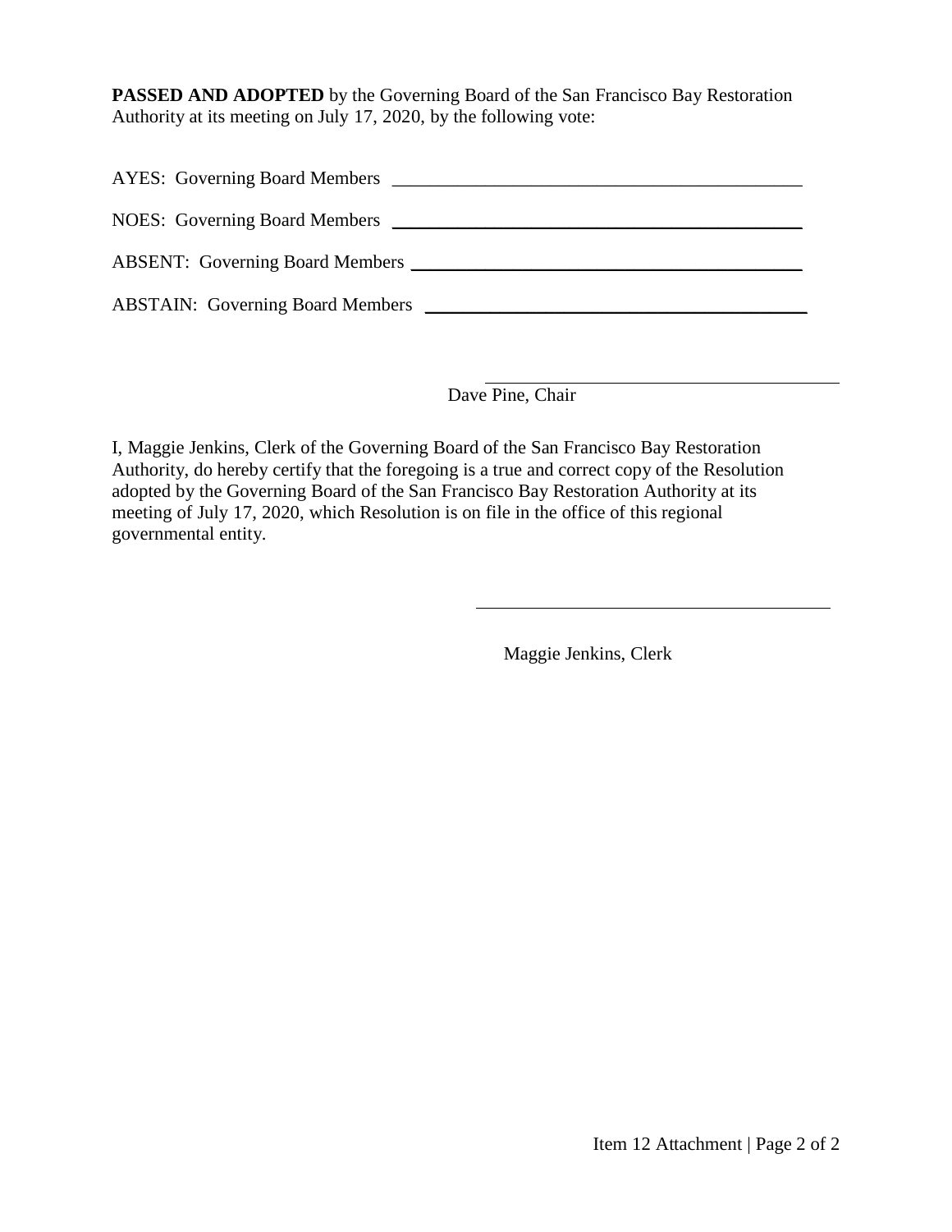**PASSED AND ADOPTED** by the Governing Board of the San Francisco Bay Restoration Authority at its meeting on July 17, 2020, by the following vote:

AYES: Governing Board Members ____________________________________________

NOES: Governing Board Members ____________________________________________

ABSENT: Governing Board Members __________________________________________

ABSTAIN: Governing Board Members _________________________________________

______________________________________
Dave Pine, Chair

I, Maggie Jenkins, Clerk of the Governing Board of the San Francisco Bay Restoration Authority, do hereby certify that the foregoing is a true and correct copy of the Resolution adopted by the Governing Board of the San Francisco Bay Restoration Authority at its meeting of July 17, 2020, which Resolution is on file in the office of this regional governmental entity.

______________________________________

Maggie Jenkins, Clerk